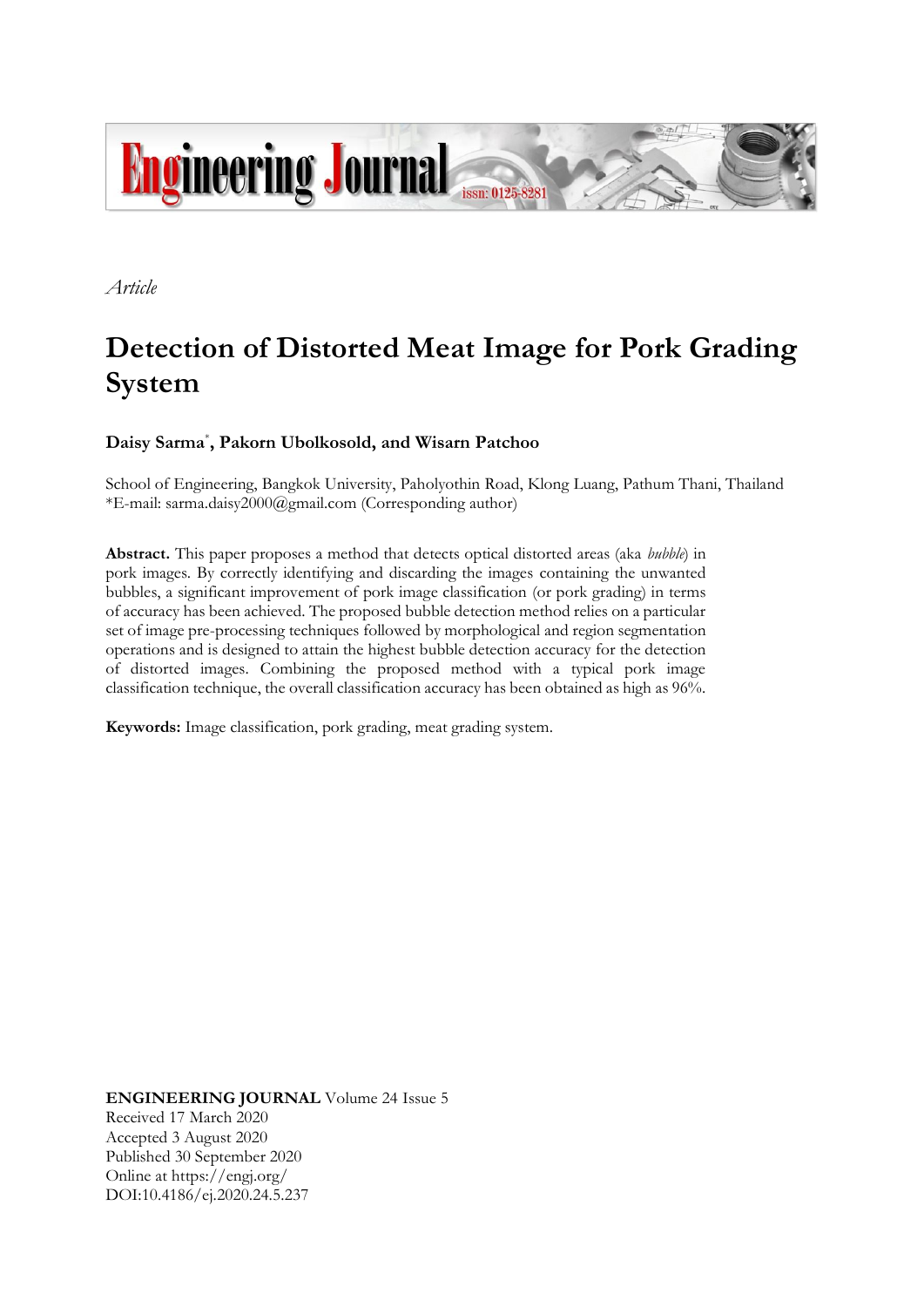*Article*

# Detection of Distorted Meat Image for Pork Grading System

**Daisy Sarma***, **Pakorn Ubolkosold, and Wisarn Patchoo**

School of Engineering, Bangkok University, Paholyothin Road, Klong Luang, Pathum Thani, Thailand
*E-mail: sarma.daisy2000@gmail.com (Corresponding author)

**Abstract.** This paper proposes a method that detects optical distorted areas (aka *bubble*) in pork images. By correctly identifying and discarding the images containing the unwanted bubbles, a significant improvement of pork image classification (or pork grading) in terms of accuracy has been achieved. The proposed bubble detection method relies on a particular set of image pre-processing techniques followed by morphological and region segmentation operations and is designed to attain the highest bubble detection accuracy for the detection of distorted images. Combining the proposed method with a typical pork image classification technique, the overall classification accuracy has been obtained as high as 96%.

**Keywords:** Image classification, pork grading, meat grading system.

**ENGINEERING JOURNAL** Volume 24 Issue 5
Received 17 March 2020
Accepted 3 August 2020
Published 30 September 2020
Online at https://engj.org/
DOI:10.4186/ej.2020.24.5.237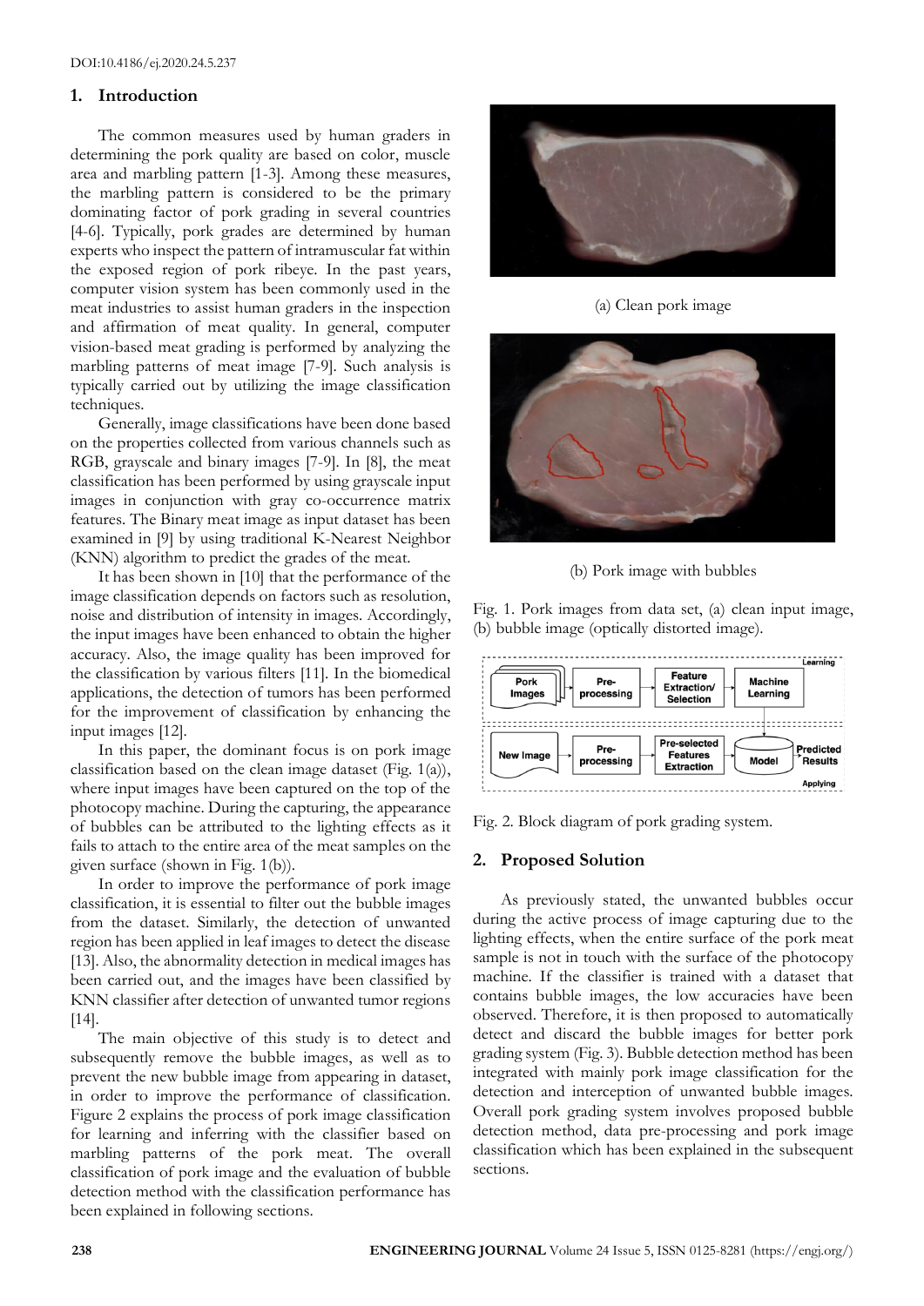## 1. Introduction

The common measures used by human graders in determining the pork quality are based on color, muscle area and marbling pattern [1-3]. Among these measures, the marbling pattern is considered to be the primary dominating factor of pork grading in several countries [4-6]. Typically, pork grades are determined by human experts who inspect the pattern of intramuscular fat within the exposed region of pork ribeye. In the past years, computer vision system has been commonly used in the meat industries to assist human graders in the inspection and affirmation of meat quality. In general, computer vision-based meat grading is performed by analyzing the marbling patterns of meat image [7-9]. Such analysis is typically carried out by utilizing the image classification techniques.

Generally, image classifications have been done based on the properties collected from various channels such as RGB, grayscale and binary images [7-9]. In [8], the meat classification has been performed by using grayscale input images in conjunction with gray co-occurrence matrix features. The Binary meat image as input dataset has been examined in [9] by using traditional K-Nearest Neighbor (KNN) algorithm to predict the grades of the meat.

It has been shown in [10] that the performance of the image classification depends on factors such as resolution, noise and distribution of intensity in images. Accordingly, the input images have been enhanced to obtain the higher accuracy. Also, the image quality has been improved for the classification by various filters [11]. In the biomedical applications, the detection of tumors has been performed for the improvement of classification by enhancing the input images [12].

In this paper, the dominant focus is on pork image classification based on the clean image dataset (Fig. 1(a)), where input images have been captured on the top of the photocopy machine. During the capturing, the appearance of bubbles can be attributed to the lighting effects as it fails to attach to the entire area of the meat samples on the given surface (shown in Fig. 1(b)).

In order to improve the performance of pork image classification, it is essential to filter out the bubble images from the dataset. Similarly, the detection of unwanted region has been applied in leaf images to detect the disease [13]. Also, the abnormality detection in medical images has been carried out, and the images have been classified by KNN classifier after detection of unwanted tumor regions [14].

The main objective of this study is to detect and subsequently remove the bubble images, as well as to prevent the new bubble image from appearing in dataset, in order to improve the performance of classification. Figure 2 explains the process of pork image classification for learning and inferring with the classifier based on marbling patterns of the pork meat. The overall classification of pork image and the evaluation of bubble detection method with the classification performance has been explained in following sections.

(a) Clean pork image

(b) Pork image with bubbles

Fig. 1. Pork images from data set, (a) clean input image, (b) bubble image (optically distorted image).

Fig. 2. Block diagram of pork grading system.

## 2. Proposed Solution

As previously stated, the unwanted bubbles occur during the active process of image capturing due to the lighting effects, when the entire surface of the pork meat sample is not in touch with the surface of the photocopy machine. If the classifier is trained with a dataset that contains bubble images, the low accuracies have been observed. Therefore, it is then proposed to automatically detect and discard the bubble images for better pork grading system (Fig. 3). Bubble detection method has been integrated with mainly pork image classification for the detection and interception of unwanted bubble images. Overall pork grading system involves proposed bubble detection method, data pre-processing and pork image classification which has been explained in the subsequent sections.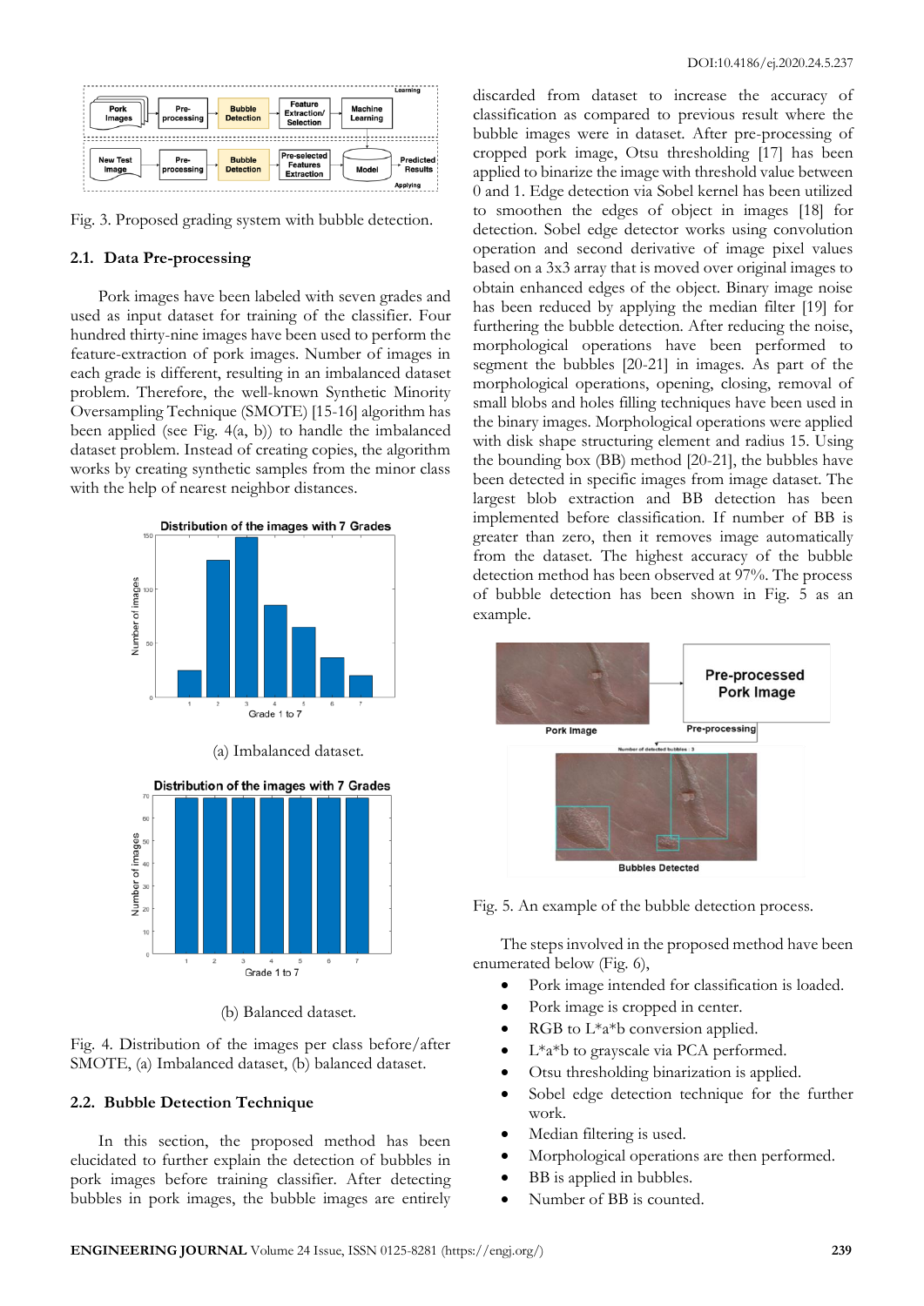Fig. 3. Proposed grading system with bubble detection.

### 2.1. Data Pre-processing

Pork images have been labeled with seven grades and used as input dataset for training of the classifier. Four hundred thirty-nine images have been used to perform the feature-extraction of pork images. Number of images in each grade is different, resulting in an imbalanced dataset problem. Therefore, the well-known Synthetic Minority Oversampling Technique (SMOTE) [15-16] algorithm has been applied (see Fig. 4(a, b)) to handle the imbalanced dataset problem. Instead of creating copies, the algorithm works by creating synthetic samples from the minor class with the help of nearest neighbor distances.

(a) Imbalanced dataset.

(b) Balanced dataset.

Fig. 4. Distribution of the images per class before/after SMOTE, (a) Imbalanced dataset, (b) balanced dataset.

### 2.2. Bubble Detection Technique

In this section, the proposed method has been elucidated to further explain the detection of bubbles in pork images before training classifier. After detecting bubbles in pork images, the bubble images are entirely discarded from dataset to increase the accuracy of classification as compared to previous result where the bubble images were in dataset. After pre-processing of cropped pork image, Otsu thresholding [17] has been applied to binarize the image with threshold value between 0 and 1. Edge detection via Sobel kernel has been utilized to smoothen the edges of object in images [18] for detection. Sobel edge detector works using convolution operation and second derivative of image pixel values based on a 3x3 array that is moved over original images to obtain enhanced edges of the object. Binary image noise has been reduced by applying the median filter [19] for furthering the bubble detection. After reducing the noise, morphological operations have been performed to segment the bubbles [20-21] in images. As part of the morphological operations, opening, closing, removal of small blobs and holes filling techniques have been used in the binary images. Morphological operations were applied with disk shape structuring element and radius 15. Using the bounding box (BB) method [20-21], the bubbles have been detected in specific images from image dataset. The largest blob extraction and BB detection has been implemented before classification. If number of BB is greater than zero, then it removes image automatically from the dataset. The highest accuracy of the bubble detection method has been observed at 97%. The process of bubble detection has been shown in Fig. 5 as an example.

Fig. 5. An example of the bubble detection process.

The steps involved in the proposed method have been enumerated below (Fig. 6),

- Pork image intended for classification is loaded.
- Pork image is cropped in center.
- RGB to L\*a\*b conversion applied.
- L\*a\*b to grayscale via PCA performed.
- Otsu thresholding binarization is applied.
- Sobel edge detection technique for the further work.
- Median filtering is used.
- Morphological operations are then performed.
- BB is applied in bubbles.
- Number of BB is counted.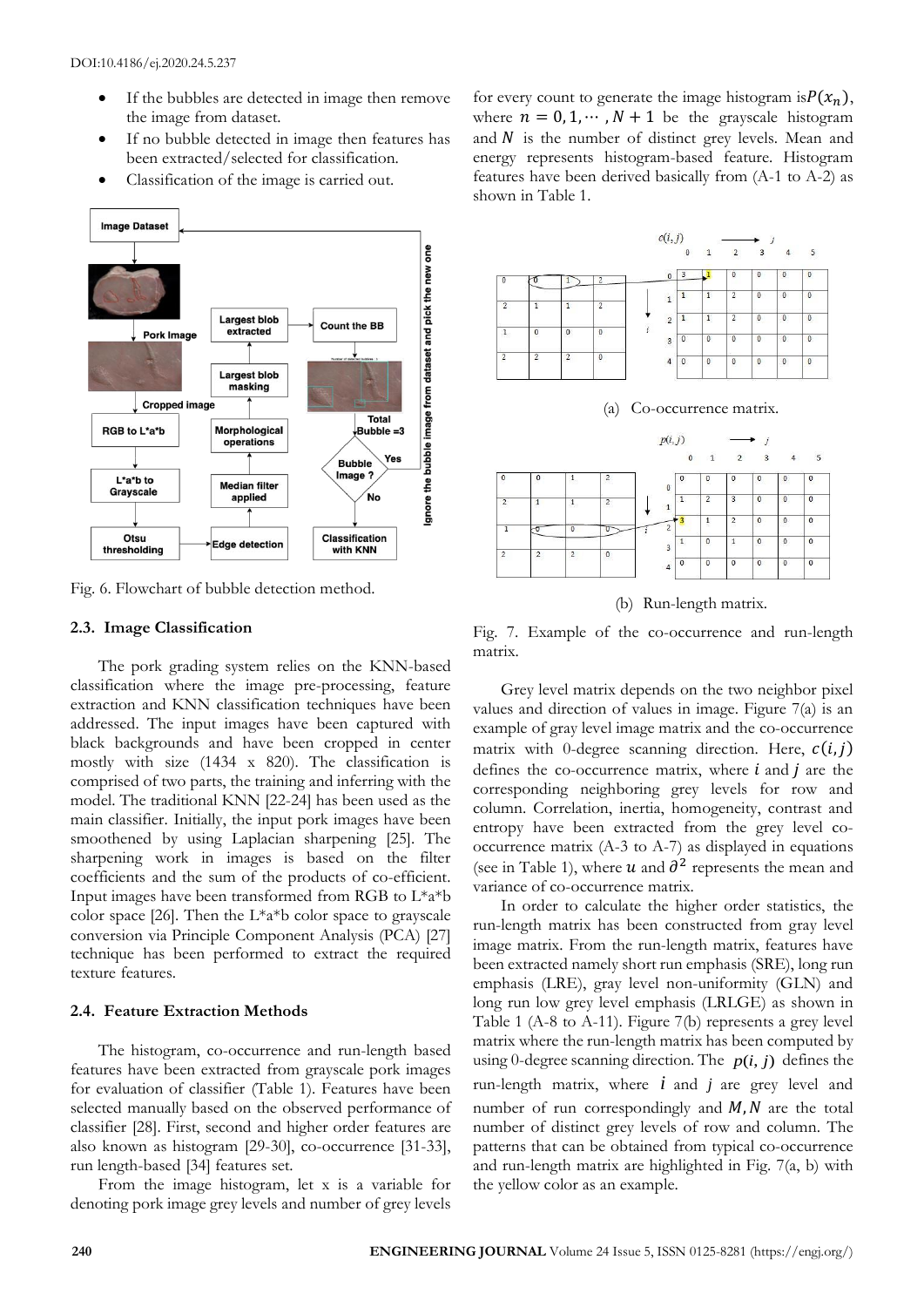- If the bubbles are detected in image then remove the image from dataset.
- If no bubble detected in image then features has been extracted/selected for classification.
- Classification of the image is carried out.

Fig. 6. Flowchart of bubble detection method.

### 2.3. Image Classification

The pork grading system relies on the KNN-based classification where the image pre-processing, feature extraction and KNN classification techniques have been addressed. The input images have been captured with black backgrounds and have been cropped in center mostly with size (1434 x 820). The classification is comprised of two parts, the training and inferring with the model. The traditional KNN [22-24] has been used as the main classifier. Initially, the input pork images have been smoothened by using Laplacian sharpening [25]. The sharpening work in images is based on the filter coefficients and the sum of the products of co-efficient. Input images have been transformed from RGB to L\*a\*b color space [26]. Then the L\*a\*b color space to grayscale conversion via Principle Component Analysis (PCA) [27] technique has been performed to extract the required texture features.

### 2.4. Feature Extraction Methods

The histogram, co-occurrence and run-length based features have been extracted from grayscale pork images for evaluation of classifier (Table 1). Features have been selected manually based on the observed performance of classifier [28]. First, second and higher order features are also known as histogram [29-30], co-occurrence [31-33], run length-based [34] features set.

From the image histogram, let x is a variable for denoting pork image grey levels and number of grey levels for every count to generate the image histogram is $P(x_n)$, where $n = 0, 1, \cdots, N+1$ be the grayscale histogram and $N$ is the number of distinct grey levels. Mean and energy represents histogram-based feature. Histogram features have been derived basically from (A-1 to A-2) as shown in Table 1.

(a) Co-occurrence matrix.

(b) Run-length matrix.

Fig. 7. Example of the co-occurrence and run-length matrix.

Grey level matrix depends on the two neighbor pixel values and direction of values in image. Figure 7(a) is an example of gray level image matrix and the co-occurrence matrix with 0-degree scanning direction. Here, $c(i, j)$ defines the co-occurrence matrix, where $i$ and $j$ are the corresponding neighboring grey levels for row and column. Correlation, inertia, homogeneity, contrast and entropy have been extracted from the grey level co-occurrence matrix (A-3 to A-7) as displayed in equations (see in Table 1), where $u$ and $\partial^2$ represents the mean and variance of co-occurrence matrix.

In order to calculate the higher order statistics, the run-length matrix has been constructed from gray level image matrix. From the run-length matrix, features have been extracted namely short run emphasis (SRE), long run emphasis (LRE), gray level non-uniformity (GLN) and long run low grey level emphasis (LRLGE) as shown in Table 1 (A-8 to A-11). Figure 7(b) represents a grey level matrix where the run-length matrix has been computed by using 0-degree scanning direction. The $p(i, j)$ defines the run-length matrix, where $i$ and $j$ are grey level and number of run correspondingly and $M, N$ are the total number of distinct grey levels of row and column. The patterns that can be obtained from typical co-occurrence and run-length matrix are highlighted in Fig. 7(a, b) with the yellow color as an example.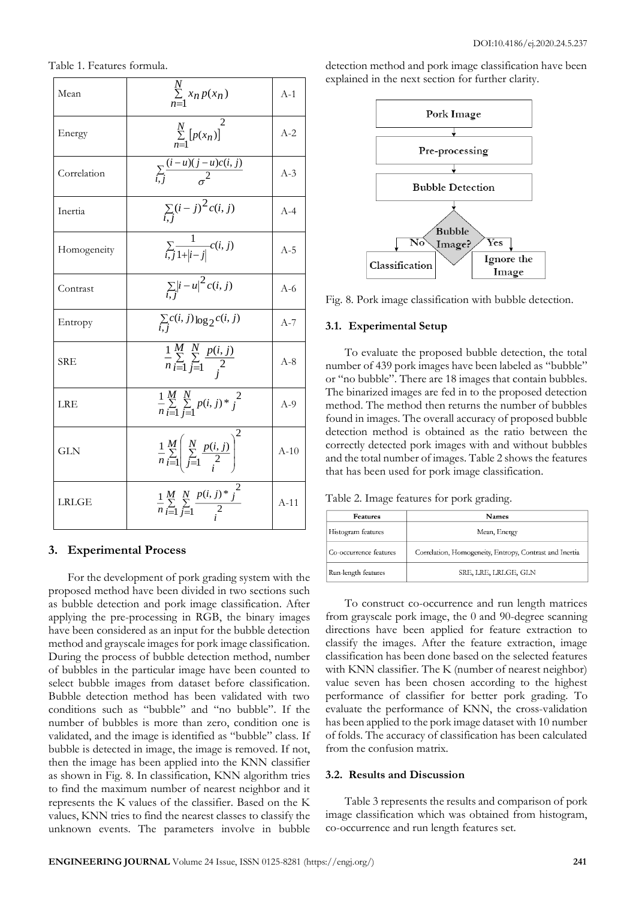Table 1. Features formula.

| | | |
|---|---|---|
| Mean | $\sum_{n=1}^{N} x_n p(x_n)$ | A-1 |
| Energy | $\sum_{n=1}^{N} [p(x_n)]^2$ | A-2 |
| Correlation | $\sum_{i,j} \frac{(i-u)(j-u)c(i,j)}{\sigma^2}$ | A-3 |
| Inertia | $\sum_{i,j} (i-j)^2 c(i,j)$ | A-4 |
| Homogeneity | $\sum_{i,j} \frac{1}{1+\lvert i-j \rvert} c(i,j)$ | A-5 |
| Contrast | $\sum_{i,j} \lvert i-u \rvert^2 c(i,j)$ | A-6 |
| Entropy | $\sum_{i,j} c(i,j) \log_2 c(i,j)$ | A-7 |
| SRE | $\frac{1}{n} \sum_{i=1}^{M} \sum_{j=1}^{N} \frac{p(i,j)}{j^2}$ | A-8 |
| LRE | $\frac{1}{n} \sum_{i=1}^{M} \sum_{j=1}^{N} p(i,j) * j^2$ | A-9 |
| GLN | $\frac{1}{n} \sum_{i=1}^{M} \left( \sum_{j=1}^{N} \frac{p(i,j)}{i^2} \right)^2$ | A-10 |
| LRLGE | $\frac{1}{n} \sum_{i=1}^{M} \sum_{j=1}^{N} \frac{p(i,j) * j^2}{i^2}$ | A-11 |

## 3. Experimental Process

For the development of pork grading system with the proposed method have been divided in two sections such as bubble detection and pork image classification. After applying the pre-processing in RGB, the binary images have been considered as an input for the bubble detection method and grayscale images for pork image classification. During the process of bubble detection method, number of bubbles in the particular image have been counted to select bubble images from dataset before classification. Bubble detection method has been validated with two conditions such as "bubble" and "no bubble". If the number of bubbles is more than zero, condition one is validated, and the image is identified as "bubble" class. If bubble is detected in image, the image is removed. If not, then the image has been applied into the KNN classifier as shown in Fig. 8. In classification, KNN algorithm tries to find the maximum number of nearest neighbor and it represents the K values of the classifier. Based on the K values, KNN tries to find the nearest classes to classify the unknown events. The parameters involve in bubble detection method and pork image classification have been explained in the next section for further clarity.

Fig. 8. Pork image classification with bubble detection.

### 3.1. Experimental Setup

To evaluate the proposed bubble detection, the total number of 439 pork images have been labeled as "bubble" or "no bubble". There are 18 images that contain bubbles. The binarized images are fed in to the proposed detection method. The method then returns the number of bubbles found in images. The overall accuracy of proposed bubble detection method is obtained as the ratio between the correctly detected pork images with and without bubbles and the total number of images. Table 2 shows the features that has been used for pork image classification.

Table 2. Image features for pork grading.

| Features | Names |
|---|---|
| Histogram features | Mean, Energy |
| Co-occurrence features | Correlation, Homogeneity, Entropy, Contrast and Inertia |
| Run-length features | SRE, LRE, LRLGE, GLN |

To construct co-occurrence and run length matrices from grayscale pork image, the 0 and 90-degree scanning directions have been applied for feature extraction to classify the images. After the feature extraction, image classification has been done based on the selected features with KNN classifier. The K (number of nearest neighbor) value seven has been chosen according to the highest performance of classifier for better pork grading. To evaluate the performance of KNN, the cross-validation has been applied to the pork image dataset with 10 number of folds. The accuracy of classification has been calculated from the confusion matrix.

### 3.2. Results and Discussion

Table 3 represents the results and comparison of pork image classification which was obtained from histogram, co-occurrence and run length features set.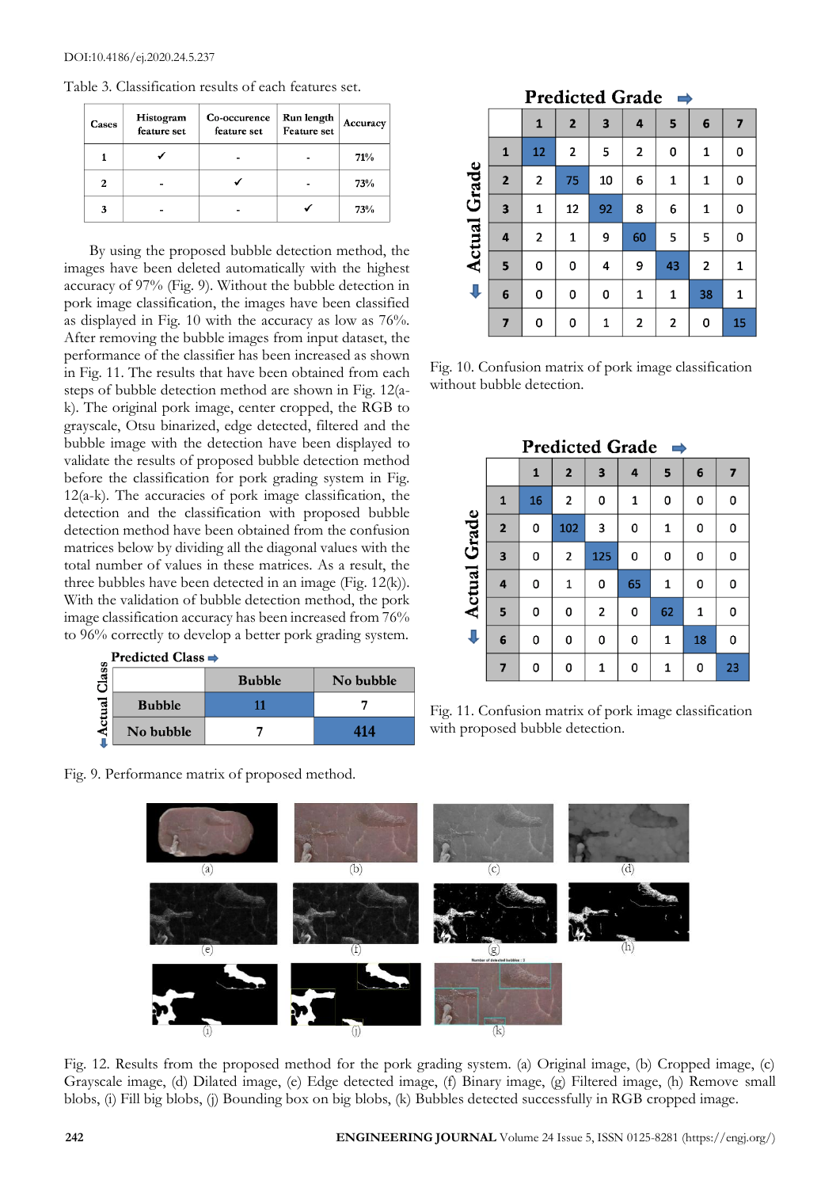Table 3. Classification results of each features set.

| Cases | Histogram feature set | Co-occurence feature set | Run length Feature set | Accuracy |
|---|---|---|---|---|
| 1 | ✓ | - | - | 71% |
| 2 | - | ✓ | - | 73% |
| 3 | - | - | ✓ | 73% |

By using the proposed bubble detection method, the images have been deleted automatically with the highest accuracy of 97% (Fig. 9). Without the bubble detection in pork image classification, the images have been classified as displayed in Fig. 10 with the accuracy as low as 76%. After removing the bubble images from input dataset, the performance of the classifier has been increased as shown in Fig. 11. The results that have been obtained from each steps of bubble detection method are shown in Fig. 12(a-k). The original pork image, center cropped, the RGB to grayscale, Otsu binarized, edge detected, filtered and the bubble image with the detection have been displayed to validate the results of proposed bubble detection method before the classification for pork grading system in Fig. 12(a-k). The accuracies of pork image classification, the detection and the classification with proposed bubble detection method have been obtained from the confusion matrices below by dividing all the diagonal values with the total number of values in these matrices. As a result, the three bubbles have been detected in an image (Fig. 12(k)). With the validation of bubble detection method, the pork image classification accuracy has been increased from 76% to 96% correctly to develop a better pork grading system.

| Actual Class \ Predicted Class | Bubble | No bubble |
|---|---|---|
| Bubble | 11 | 7 |
| No bubble | 7 | 414 |

Fig. 9. Performance matrix of proposed method.

| Actual Grade \ Predicted Grade | 1 | 2 | 3 | 4 | 5 | 6 | 7 |
|---|---|---|---|---|---|---|---|
| 1 | 12 | 2 | 5 | 2 | 0 | 1 | 0 |
| 2 | 2 | 75 | 10 | 6 | 1 | 1 | 0 |
| 3 | 1 | 12 | 92 | 8 | 6 | 1 | 0 |
| 4 | 2 | 1 | 9 | 60 | 5 | 5 | 0 |
| 5 | 0 | 0 | 4 | 9 | 43 | 2 | 1 |
| 6 | 0 | 0 | 0 | 1 | 1 | 38 | 1 |
| 7 | 0 | 0 | 1 | 2 | 2 | 0 | 15 |

Fig. 10. Confusion matrix of pork image classification without bubble detection.

| Actual Grade \ Predicted Grade | 1 | 2 | 3 | 4 | 5 | 6 | 7 |
|---|---|---|---|---|---|---|---|
| 1 | 16 | 2 | 0 | 1 | 0 | 0 | 0 |
| 2 | 0 | 102 | 3 | 0 | 1 | 0 | 0 |
| 3 | 0 | 2 | 125 | 0 | 0 | 0 | 0 |
| 4 | 0 | 1 | 0 | 65 | 1 | 0 | 0 |
| 5 | 0 | 0 | 2 | 0 | 62 | 1 | 0 |
| 6 | 0 | 0 | 0 | 0 | 1 | 18 | 0 |
| 7 | 0 | 0 | 1 | 0 | 1 | 0 | 23 |

Fig. 11. Confusion matrix of pork image classification with proposed bubble detection.

Fig. 12. Results from the proposed method for the pork grading system. (a) Original image, (b) Cropped image, (c) Grayscale image, (d) Dilated image, (e) Edge detected image, (f) Binary image, (g) Filtered image, (h) Remove small blobs, (i) Fill big blobs, (j) Bounding box on big blobs, (k) Bubbles detected successfully in RGB cropped image.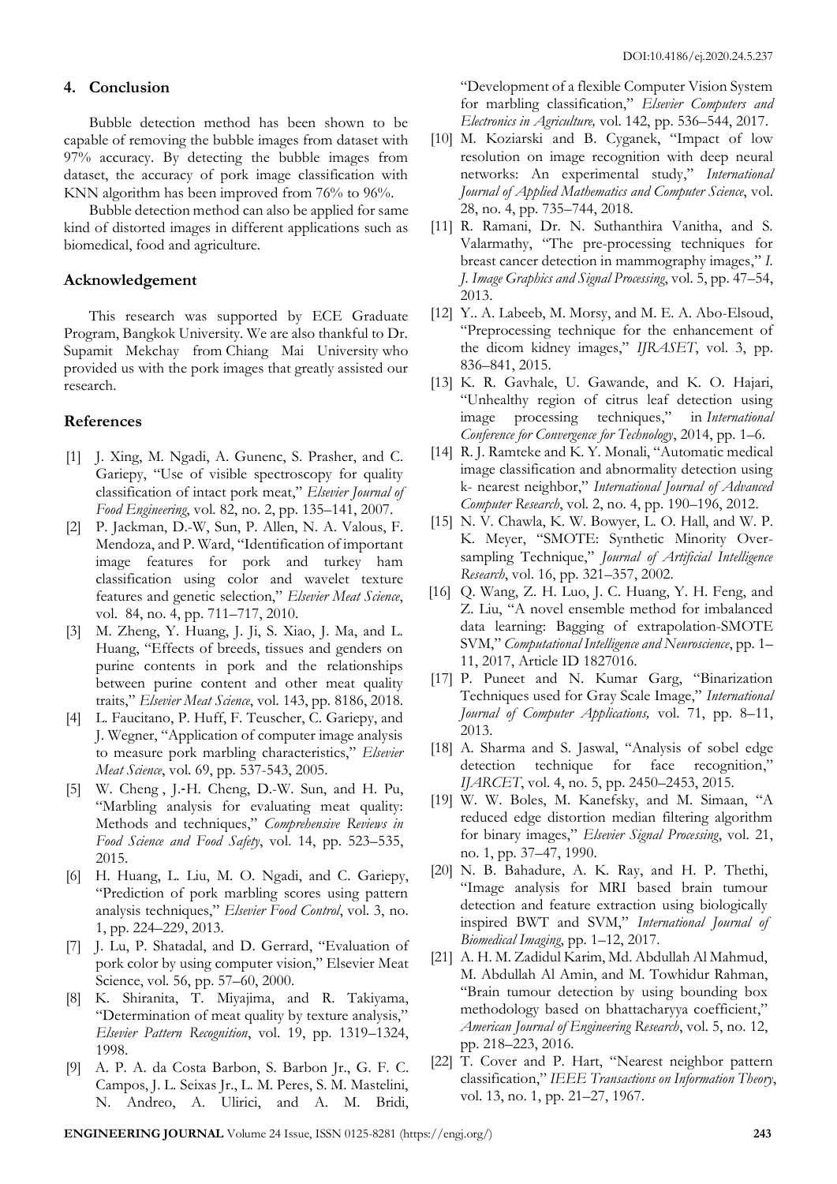## 4. Conclusion

Bubble detection method has been shown to be capable of removing the bubble images from dataset with 97% accuracy. By detecting the bubble images from dataset, the accuracy of pork image classification with KNN algorithm has been improved from 76% to 96%.

Bubble detection method can also be applied for same kind of distorted images in different applications such as biomedical, food and agriculture.

## Acknowledgement

This research was supported by ECE Graduate Program, Bangkok University. We are also thankful to Dr. Supamit Mekchay from Chiang Mai University who provided us with the pork images that greatly assisted our research.

## References

[1] J. Xing, M. Ngadi, A. Gunenc, S. Prasher, and C. Gariepy, "Use of visible spectroscopy for quality classification of intact pork meat," *Elsevier Journal of Food Engineering*, vol. 82, no. 2, pp. 135–141, 2007.

[2] P. Jackman, D.-W, Sun, P. Allen, N. A. Valous, F. Mendoza, and P. Ward, "Identification of important image features for pork and turkey ham classification using color and wavelet texture features and genetic selection," *Elsevier Meat Science*, vol. 84, no. 4, pp. 711–717, 2010.

[3] M. Zheng, Y. Huang, J. Ji, S. Xiao, J. Ma, and L. Huang, "Effects of breeds, tissues and genders on purine contents in pork and the relationships between purine content and other meat quality traits," *Elsevier Meat Science*, vol. 143, pp. 8186, 2018.

[4] L. Faucitano, P. Huff, F. Teuscher, C. Gariepy, and J. Wegner, "Application of computer image analysis to measure pork marbling characteristics," *Elsevier Meat Science*, vol. 69, pp. 537-543, 2005.

[5] W. Cheng , J.-H. Cheng, D.-W. Sun, and H. Pu, "Marbling analysis for evaluating meat quality: Methods and techniques," *Comprehensive Reviews in Food Science and Food Safety*, vol. 14, pp. 523–535, 2015.

[6] H. Huang, L. Liu, M. O. Ngadi, and C. Gariepy, "Prediction of pork marbling scores using pattern analysis techniques," *Elsevier Food Control*, vol. 3, no. 1, pp. 224–229, 2013.

[7] J. Lu, P. Shatadal, and D. Gerrard, "Evaluation of pork color by using computer vision," Elsevier Meat Science, vol. 56, pp. 57–60, 2000.

[8] K. Shiranita, T. Miyajima, and R. Takiyama, "Determination of meat quality by texture analysis," *Elsevier Pattern Recognition*, vol. 19, pp. 1319–1324, 1998.

[9] A. P. A. da Costa Barbon, S. Barbon Jr., G. F. C. Campos, J. L. Seixas Jr., L. M. Peres, S. M. Mastelini, N. Andreo, A. Ulirici, and A. M. Bridi, "Development of a flexible Computer Vision System for marbling classification," *Elsevier Computers and Electronics in Agriculture,* vol. 142, pp. 536–544, 2017.

[10] M. Koziarski and B. Cyganek, "Impact of low resolution on image recognition with deep neural networks: An experimental study," *International Journal of Applied Mathematics and Computer Science*, vol. 28, no. 4, pp. 735–744, 2018.

[11] R. Ramani, Dr. N. Suthanthira Vanitha, and S. Valarmathy, "The pre-processing techniques for breast cancer detection in mammography images," *I. J. Image Graphics and Signal Processing*, vol. 5, pp. 47–54, 2013.

[12] Y.. A. Labeeb, M. Morsy, and M. E. A. Abo-Elsoud, "Preprocessing technique for the enhancement of the dicom kidney images," *IJRASET*, vol. 3, pp. 836–841, 2015.

[13] K. R. Gavhale, U. Gawande, and K. O. Hajari, "Unhealthy region of citrus leaf detection using image processing techniques," in *International Conference for Convergence for Technology*, 2014, pp. 1–6.

[14] R. J. Ramteke and K. Y. Monali, "Automatic medical image classification and abnormality detection using k- nearest neighbor," *International Journal of Advanced Computer Research*, vol. 2, no. 4, pp. 190–196, 2012.

[15] N. V. Chawla, K. W. Bowyer, L. O. Hall, and W. P. K. Meyer, "SMOTE: Synthetic Minority Over-sampling Technique," *Journal of Artificial Intelligence Research*, vol. 16, pp. 321–357, 2002.

[16] Q. Wang, Z. H. Luo, J. C. Huang, Y. H. Feng, and Z. Liu, "A novel ensemble method for imbalanced data learning: Bagging of extrapolation-SMOTE SVM," *Computational Intelligence and Neuroscience*, pp. 1–11, 2017, Article ID 1827016.

[17] P. Puneet and N. Kumar Garg, "Binarization Techniques used for Gray Scale Image," *International Journal of Computer Applications,* vol. 71, pp. 8–11, 2013.

[18] A. Sharma and S. Jaswal, "Analysis of sobel edge detection technique for face recognition," *IJARCET*, vol. 4, no. 5, pp. 2450–2453, 2015.

[19] W. W. Boles, M. Kanefsky, and M. Simaan, "A reduced edge distortion median filtering algorithm for binary images," *Elsevier Signal Processing*, vol. 21, no. 1, pp. 37–47, 1990.

[20] N. B. Bahadure, A. K. Ray, and H. P. Thethi, "Image analysis for MRI based brain tumour detection and feature extraction using biologically inspired BWT and SVM," *International Journal of Biomedical Imaging*, pp. 1–12, 2017.

[21] A. H. M. Zadidul Karim, Md. Abdullah Al Mahmud, M. Abdullah Al Amin, and M. Towhidur Rahman, "Brain tumour detection by using bounding box methodology based on bhattacharyya coefficient," *American Journal of Engineering Research*, vol. 5, no. 12, pp. 218–223, 2016.

[22] T. Cover and P. Hart, "Nearest neighbor pattern classification," *IEEE Transactions on Information Theory*, vol. 13, no. 1, pp. 21–27, 1967.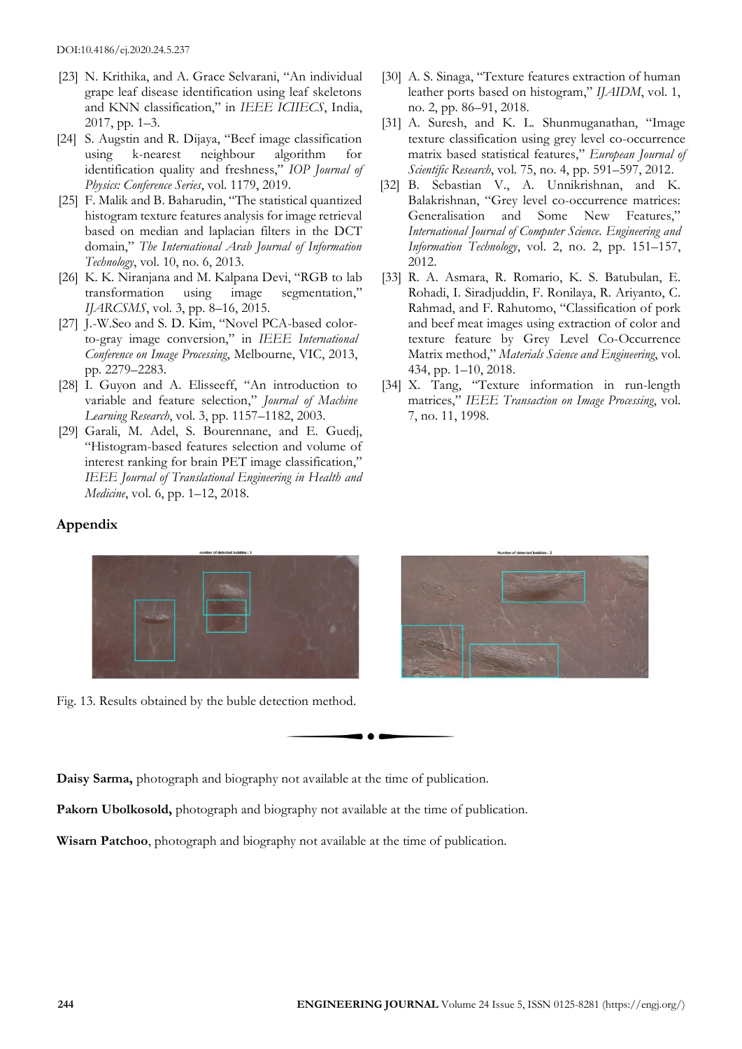[23] N. Krithika, and A. Grace Selvarani, "An individual grape leaf disease identification using leaf skeletons and KNN classification," in *IEEE ICIIECS*, India, 2017, pp. 1–3.

[24] S. Augstin and R. Dijaya, "Beef image classification using k-nearest neighbour algorithm for identification quality and freshness," *IOP Journal of Physics: Conference Series*, vol. 1179, 2019.

[25] F. Malik and B. Baharudin, "The statistical quantized histogram texture features analysis for image retrieval based on median and laplacian filters in the DCT domain," *The International Arab Journal of Information Technology*, vol. 10, no. 6, 2013.

[26] K. K. Niranjana and M. Kalpana Devi, "RGB to lab transformation using image segmentation," *IJARCSMS*, vol. 3, pp. 8–16, 2015.

[27] J.-W.Seo and S. D. Kim, "Novel PCA-based color-to-gray image conversion," in *IEEE International Conference on Image Processing*, Melbourne, VIC, 2013, pp. 2279–2283.

[28] I. Guyon and A. Elisseeff, "An introduction to variable and feature selection," *Journal of Machine Learning Research*, vol. 3, pp. 1157–1182, 2003.

[29] Garali, M. Adel, S. Bourennane, and E. Guedj, "Histogram-based features selection and volume of interest ranking for brain PET image classification," *IEEE Journal of Translational Engineering in Health and Medicine*, vol. 6, pp. 1–12, 2018.

[30] A. S. Sinaga, "Texture features extraction of human leather ports based on histogram," *IJAIDM*, vol. 1, no. 2, pp. 86–91, 2018.

[31] A. Suresh, and K. L. Shunmuganathan, "Image texture classification using grey level co-occurrence matrix based statistical features," *European Journal of Scientific Research*, vol. 75, no. 4, pp. 591–597, 2012.

[32] B. Sebastian V., A. Unnikrishnan, and K. Balakrishnan, "Grey level co-occurrence matrices: Generalisation and Some New Features," *International Journal of Computer Science. Engineering and Information Technology*, vol. 2, no. 2, pp. 151–157, 2012.

[33] R. A. Asmara, R. Romario, K. S. Batubulan, E. Rohadi, I. Siradjuddin, F. Ronilaya, R. Ariyanto, C. Rahmad, and F. Rahutomo, "Classification of pork and beef meat images using extraction of color and texture feature by Grey Level Co-Occurrence Matrix method," *Materials Science and Engineering*, vol. 434, pp. 1–10, 2018.

[34] X. Tang, "Texture information in run-length matrices," *IEEE Transaction on Image Processing*, vol. 7, no. 11, 1998.

## Appendix

number of detected bubbles : 3

Number of detected bubbles : 3

Fig. 13. Results obtained by the buble detection method.

**Daisy Sarma,** photograph and biography not available at the time of publication.

**Pakorn Ubolkosold,** photograph and biography not available at the time of publication.

**Wisarn Patchoo**, photograph and biography not available at the time of publication.